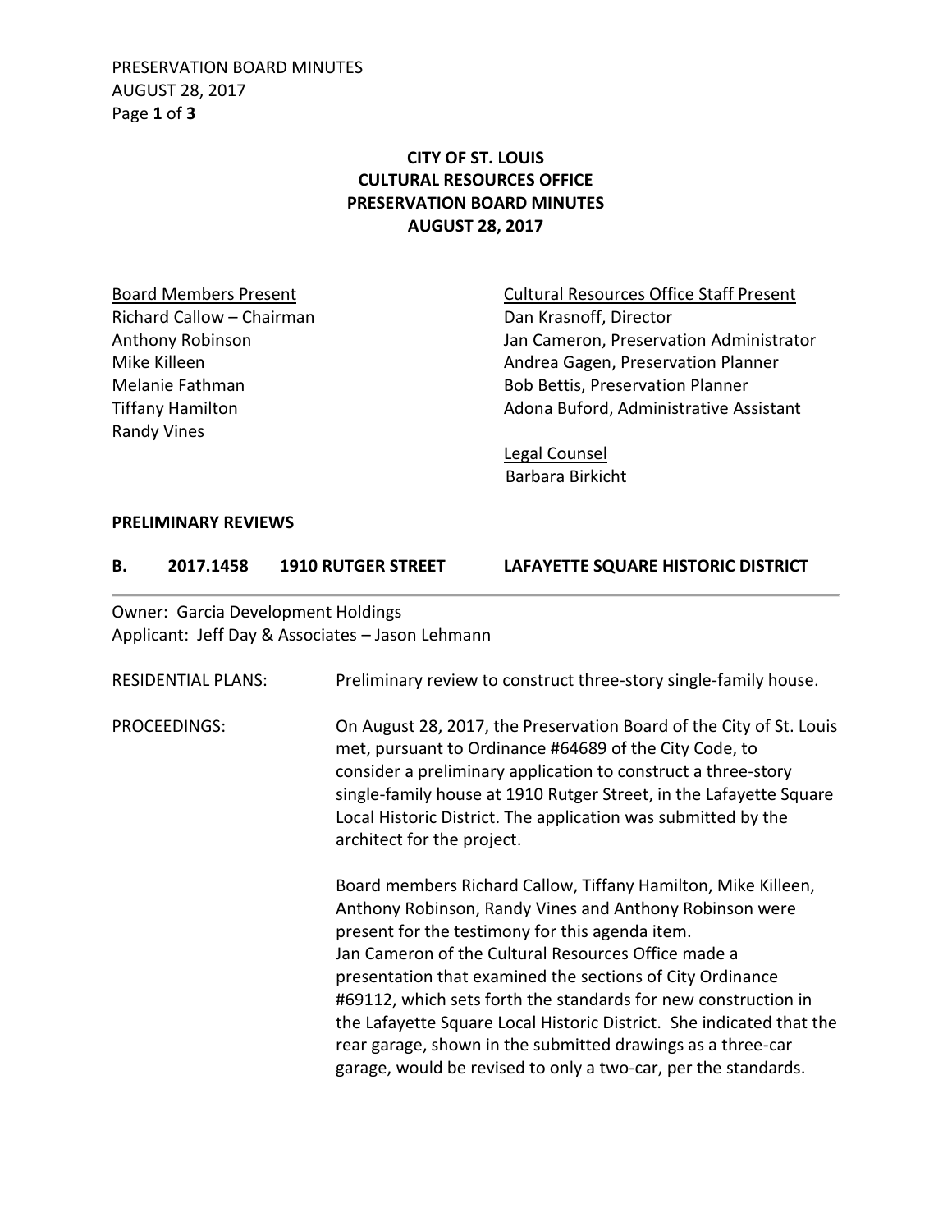# CITY OF ST. LOUIS
# CULTURAL RESOURCES OFFICE
# PRESERVATION BOARD MINUTES
# AUGUST 28, 2017

<u>Board Members Present</u>
Richard Callow – Chairman
Anthony Robinson
Mike Killeen
Melanie Fathman
Tiffany Hamilton
Randy Vines

<u>Cultural Resources Office Staff Present</u>
Dan Krasnoff, Director
Jan Cameron, Preservation Administrator
Andrea Gagen, Preservation Planner
Bob Bettis, Preservation Planner
Adona Buford, Administrative Assistant

<u>Legal Counsel</u>
Barbara Birkicht

## PRELIMINARY REVIEWS

### B. 2017.1458 1910 RUTGER STREET LAFAYETTE SQUARE HISTORIC DISTRICT

Owner: Garcia Development Holdings
Applicant: Jeff Day & Associates – Jason Lehmann

RESIDENTIAL PLANS: Preliminary review to construct three-story single-family house.

PROCEEDINGS: On August 28, 2017, the Preservation Board of the City of St. Louis met, pursuant to Ordinance #64689 of the City Code, to consider a preliminary application to construct a three-story single-family house at 1910 Rutger Street, in the Lafayette Square Local Historic District. The application was submitted by the architect for the project.

Board members Richard Callow, Tiffany Hamilton, Mike Killeen, Anthony Robinson, Randy Vines and Anthony Robinson were present for the testimony for this agenda item.
Jan Cameron of the Cultural Resources Office made a presentation that examined the sections of City Ordinance #69112, which sets forth the standards for new construction in the Lafayette Square Local Historic District. She indicated that the rear garage, shown in the submitted drawings as a three-car garage, would be revised to only a two-car, per the standards.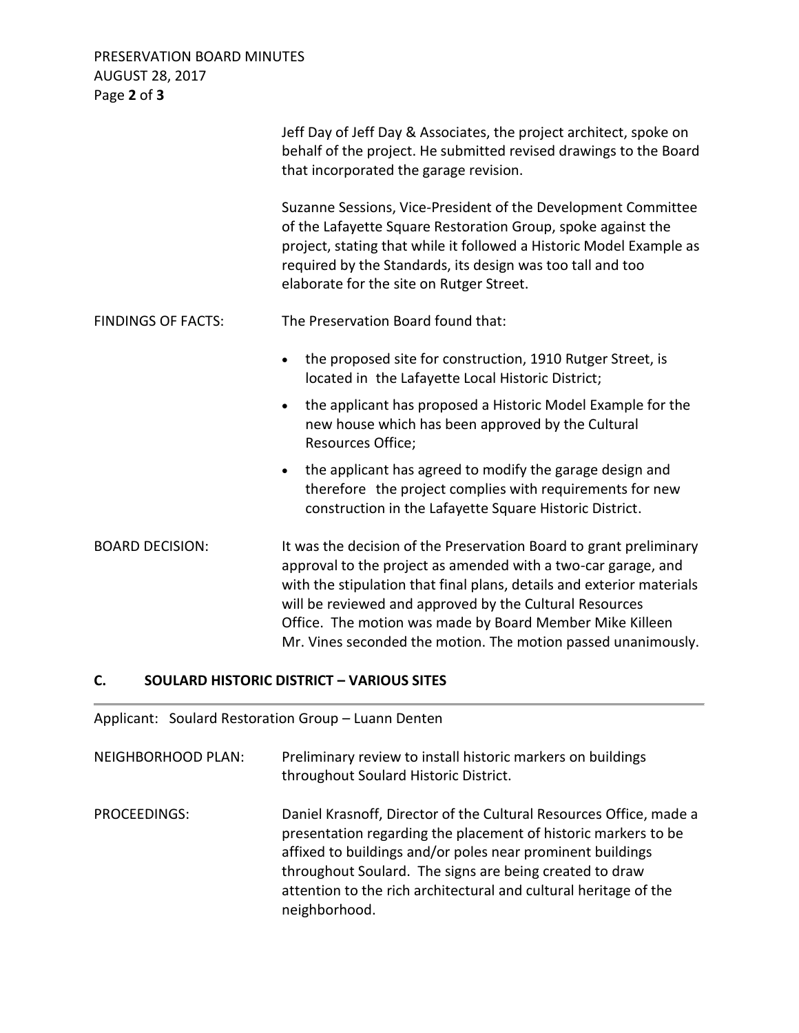Jeff Day of Jeff Day & Associates, the project architect, spoke on behalf of the project. He submitted revised drawings to the Board that incorporated the garage revision.

Suzanne Sessions, Vice-President of the Development Committee of the Lafayette Square Restoration Group, spoke against the project, stating that while it followed a Historic Model Example as required by the Standards, its design was too tall and too elaborate for the site on Rutger Street.

FINDINGS OF FACTS: The Preservation Board found that:

- the proposed site for construction, 1910 Rutger Street, is located in the Lafayette Local Historic District;
- the applicant has proposed a Historic Model Example for the new house which has been approved by the Cultural Resources Office;
- the applicant has agreed to modify the garage design and therefore the project complies with requirements for new construction in the Lafayette Square Historic District.

BOARD DECISION: It was the decision of the Preservation Board to grant preliminary approval to the project as amended with a two-car garage, and with the stipulation that final plans, details and exterior materials will be reviewed and approved by the Cultural Resources Office. The motion was made by Board Member Mike Killeen Mr. Vines seconded the motion. The motion passed unanimously.

## C. SOULARD HISTORIC DISTRICT – VARIOUS SITES

Applicant: Soulard Restoration Group – Luann Denten

NEIGHBORHOOD PLAN: Preliminary review to install historic markers on buildings throughout Soulard Historic District.

PROCEEDINGS: Daniel Krasnoff, Director of the Cultural Resources Office, made a presentation regarding the placement of historic markers to be affixed to buildings and/or poles near prominent buildings throughout Soulard. The signs are being created to draw attention to the rich architectural and cultural heritage of the neighborhood.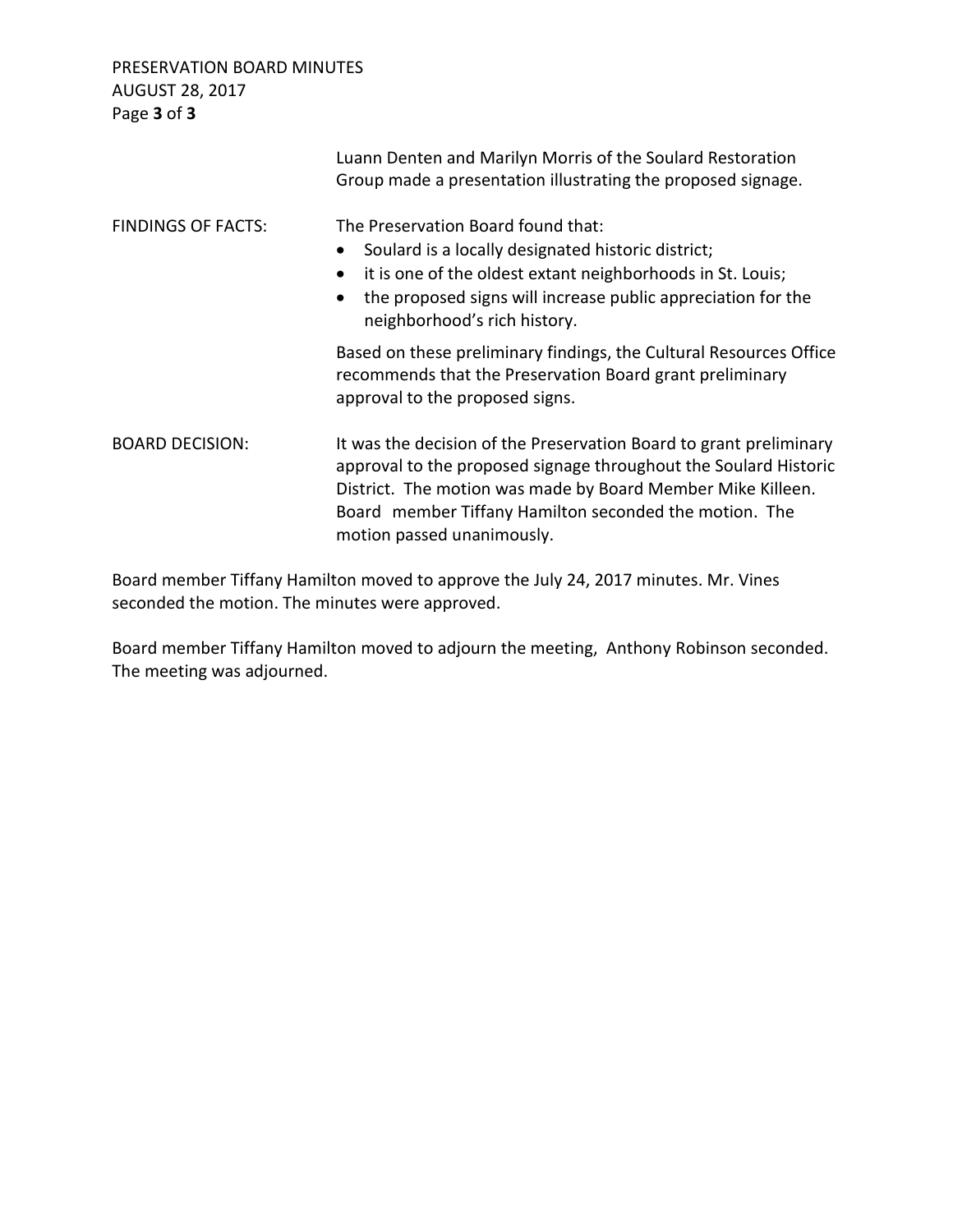Luann Denten and Marilyn Morris of the Soulard Restoration Group made a presentation illustrating the proposed signage.

FINDINGS OF FACTS: The Preservation Board found that:

- Soulard is a locally designated historic district;
- it is one of the oldest extant neighborhoods in St. Louis;
- the proposed signs will increase public appreciation for the neighborhood's rich history.

Based on these preliminary findings, the Cultural Resources Office recommends that the Preservation Board grant preliminary approval to the proposed signs.

BOARD DECISION: It was the decision of the Preservation Board to grant preliminary approval to the proposed signage throughout the Soulard Historic District. The motion was made by Board Member Mike Killeen. Board member Tiffany Hamilton seconded the motion. The motion passed unanimously.

Board member Tiffany Hamilton moved to approve the July 24, 2017 minutes. Mr. Vines seconded the motion. The minutes were approved.

Board member Tiffany Hamilton moved to adjourn the meeting, Anthony Robinson seconded. The meeting was adjourned.